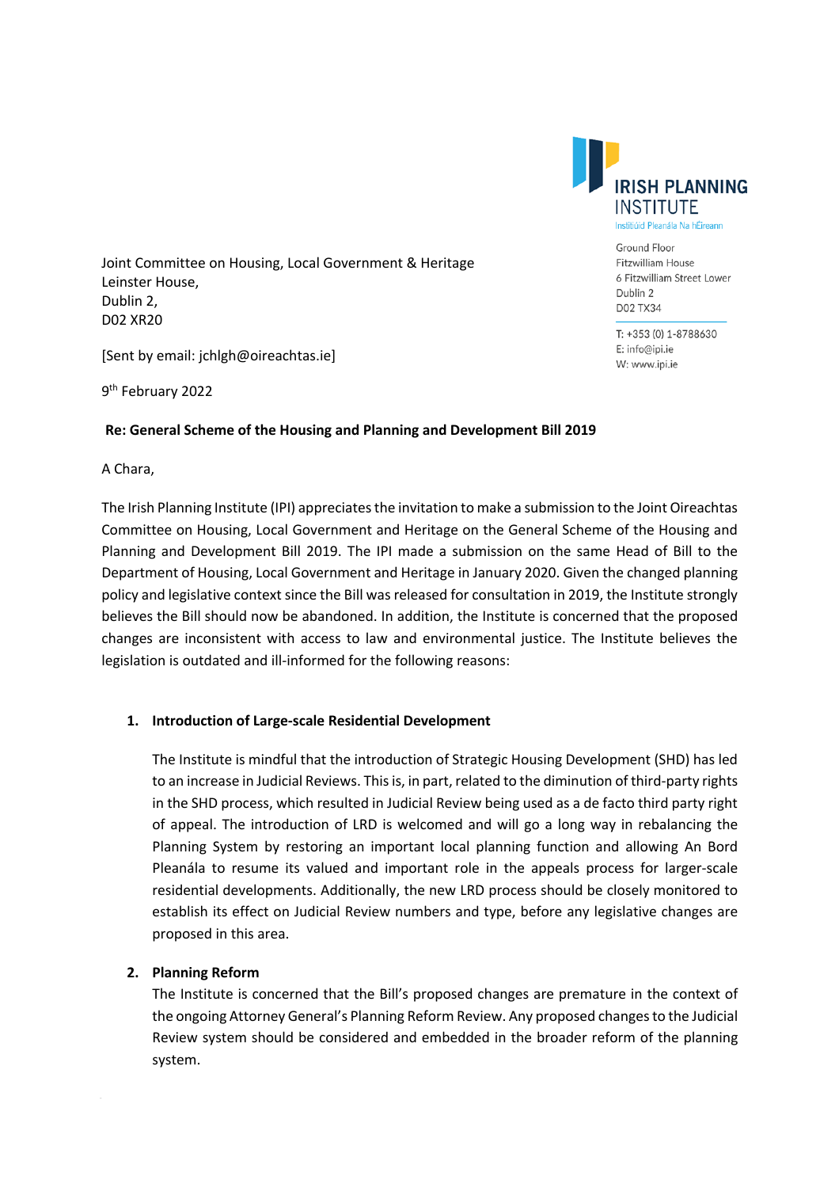IRISH PLANNING INSTITUTE
Institiúid Pleanála Na hÉireann

Ground Floor
Fitzwilliam House
6 Fitzwilliam Street Lower
Dublin 2
D02 TX34

T: +353 (0) 1-8788630
E: info@ipi.ie
W: www.ipi.ie

Joint Committee on Housing, Local Government & Heritage
Leinster House,
Dublin 2,
D02 XR20

[Sent by email: jchlgh@oireachtas.ie]

9th February 2022

**Re: General Scheme of the Housing and Planning and Development Bill 2019**

A Chara,

The Irish Planning Institute (IPI) appreciates the invitation to make a submission to the Joint Oireachtas Committee on Housing, Local Government and Heritage on the General Scheme of the Housing and Planning and Development Bill 2019. The IPI made a submission on the same Head of Bill to the Department of Housing, Local Government and Heritage in January 2020. Given the changed planning policy and legislative context since the Bill was released for consultation in 2019, the Institute strongly believes the Bill should now be abandoned. In addition, the Institute is concerned that the proposed changes are inconsistent with access to law and environmental justice. The Institute believes the legislation is outdated and ill-informed for the following reasons:

1. **Introduction of Large-scale Residential Development**

   The Institute is mindful that the introduction of Strategic Housing Development (SHD) has led to an increase in Judicial Reviews. This is, in part, related to the diminution of third-party rights in the SHD process, which resulted in Judicial Review being used as a de facto third party right of appeal. The introduction of LRD is welcomed and will go a long way in rebalancing the Planning System by restoring an important local planning function and allowing An Bord Pleanála to resume its valued and important role in the appeals process for larger-scale residential developments. Additionally, the new LRD process should be closely monitored to establish its effect on Judicial Review numbers and type, before any legislative changes are proposed in this area.

2. **Planning Reform**

   The Institute is concerned that the Bill's proposed changes are premature in the context of the ongoing Attorney General's Planning Reform Review. Any proposed changes to the Judicial Review system should be considered and embedded in the broader reform of the planning system.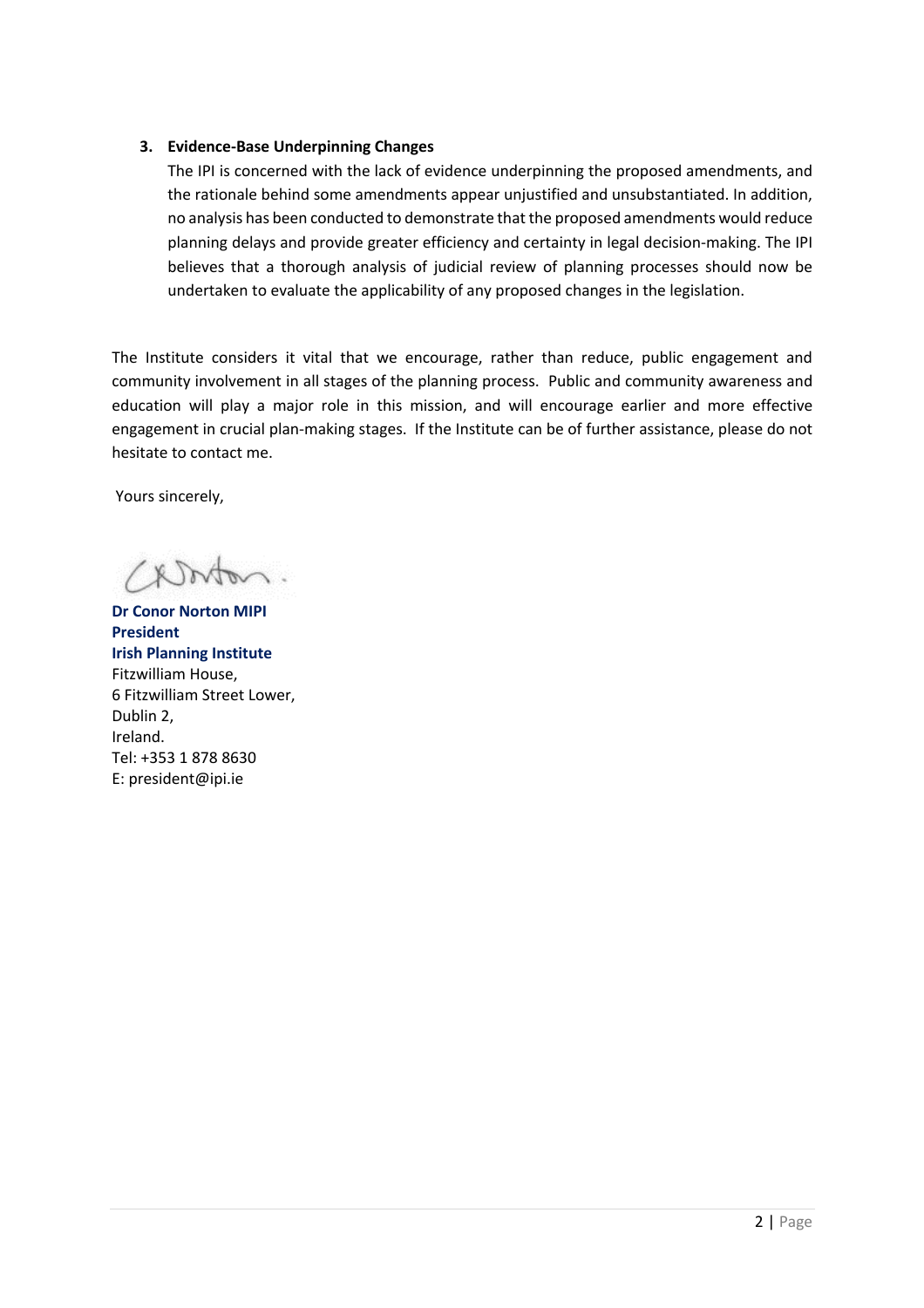3. **Evidence-Base Underpinning Changes**

   The IPI is concerned with the lack of evidence underpinning the proposed amendments, and the rationale behind some amendments appear unjustified and unsubstantiated. In addition, no analysis has been conducted to demonstrate that the proposed amendments would reduce planning delays and provide greater efficiency and certainty in legal decision-making. The IPI believes that a thorough analysis of judicial review of planning processes should now be undertaken to evaluate the applicability of any proposed changes in the legislation.

The Institute considers it vital that we encourage, rather than reduce, public engagement and community involvement in all stages of the planning process. Public and community awareness and education will play a major role in this mission, and will encourage earlier and more effective engagement in crucial plan-making stages. If the Institute can be of further assistance, please do not hesitate to contact me.

Yours sincerely,

**Dr Conor Norton MIPI**
**President**
**Irish Planning Institute**
Fitzwilliam House,
6 Fitzwilliam Street Lower,
Dublin 2,
Ireland.
Tel: +353 1 878 8630
E: president@ipi.ie